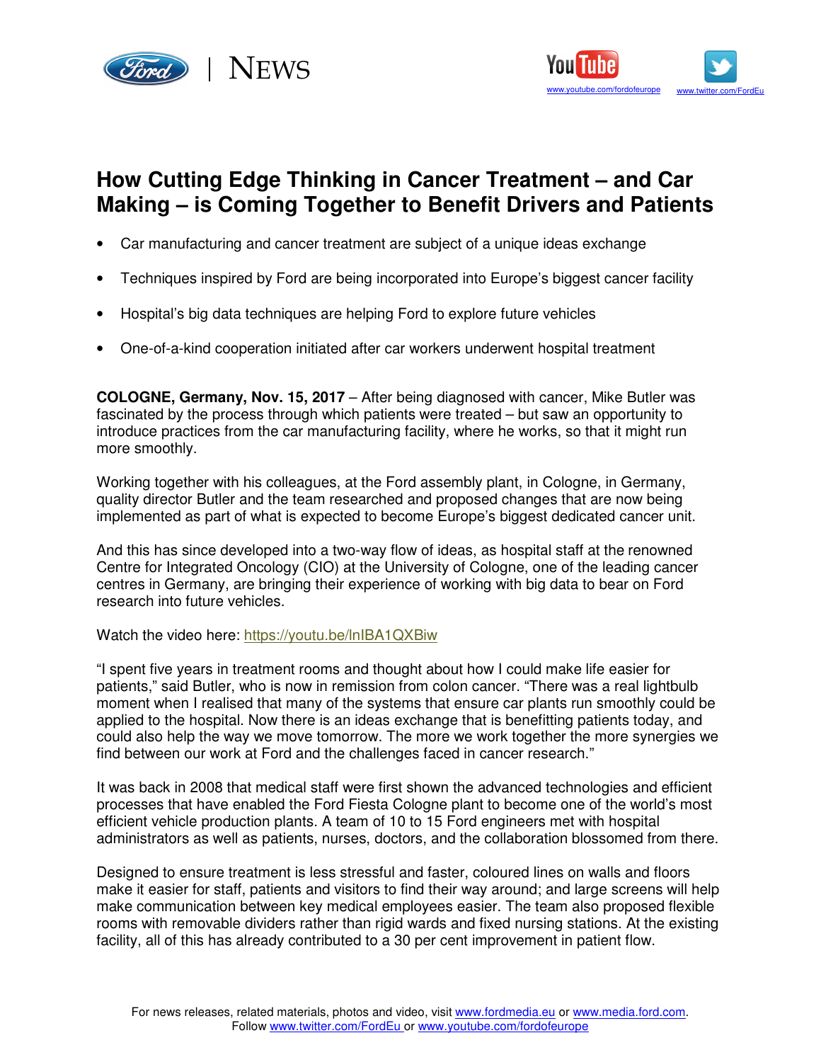NEWS

www.youtube.com/fordofeurope www.twitter.com/FordEu

# How Cutting Edge Thinking in Cancer Treatment – and Car Making – is Coming Together to Benefit Drivers and Patients

- Car manufacturing and cancer treatment are subject of a unique ideas exchange
- Techniques inspired by Ford are being incorporated into Europe's biggest cancer facility
- Hospital's big data techniques are helping Ford to explore future vehicles
- One-of-a-kind cooperation initiated after car workers underwent hospital treatment

**COLOGNE, Germany, Nov. 15, 2017** – After being diagnosed with cancer, Mike Butler was fascinated by the process through which patients were treated – but saw an opportunity to introduce practices from the car manufacturing facility, where he works, so that it might run more smoothly.

Working together with his colleagues, at the Ford assembly plant, in Cologne, in Germany, quality director Butler and the team researched and proposed changes that are now being implemented as part of what is expected to become Europe's biggest dedicated cancer unit.

And this has since developed into a two-way flow of ideas, as hospital staff at the renowned Centre for Integrated Oncology (CIO) at the University of Cologne, one of the leading cancer centres in Germany, are bringing their experience of working with big data to bear on Ford research into future vehicles.

Watch the video here: https://youtu.be/lnIBA1QXBiw

"I spent five years in treatment rooms and thought about how I could make life easier for patients," said Butler, who is now in remission from colon cancer. "There was a real lightbulb moment when I realised that many of the systems that ensure car plants run smoothly could be applied to the hospital. Now there is an ideas exchange that is benefitting patients today, and could also help the way we move tomorrow. The more we work together the more synergies we find between our work at Ford and the challenges faced in cancer research."

It was back in 2008 that medical staff were first shown the advanced technologies and efficient processes that have enabled the Ford Fiesta Cologne plant to become one of the world's most efficient vehicle production plants. A team of 10 to 15 Ford engineers met with hospital administrators as well as patients, nurses, doctors, and the collaboration blossomed from there.

Designed to ensure treatment is less stressful and faster, coloured lines on walls and floors make it easier for staff, patients and visitors to find their way around; and large screens will help make communication between key medical employees easier. The team also proposed flexible rooms with removable dividers rather than rigid wards and fixed nursing stations. At the existing facility, all of this has already contributed to a 30 per cent improvement in patient flow.

For news releases, related materials, photos and video, visit www.fordmedia.eu or www.media.ford.com.
Follow www.twitter.com/FordEu or www.youtube.com/fordofeurope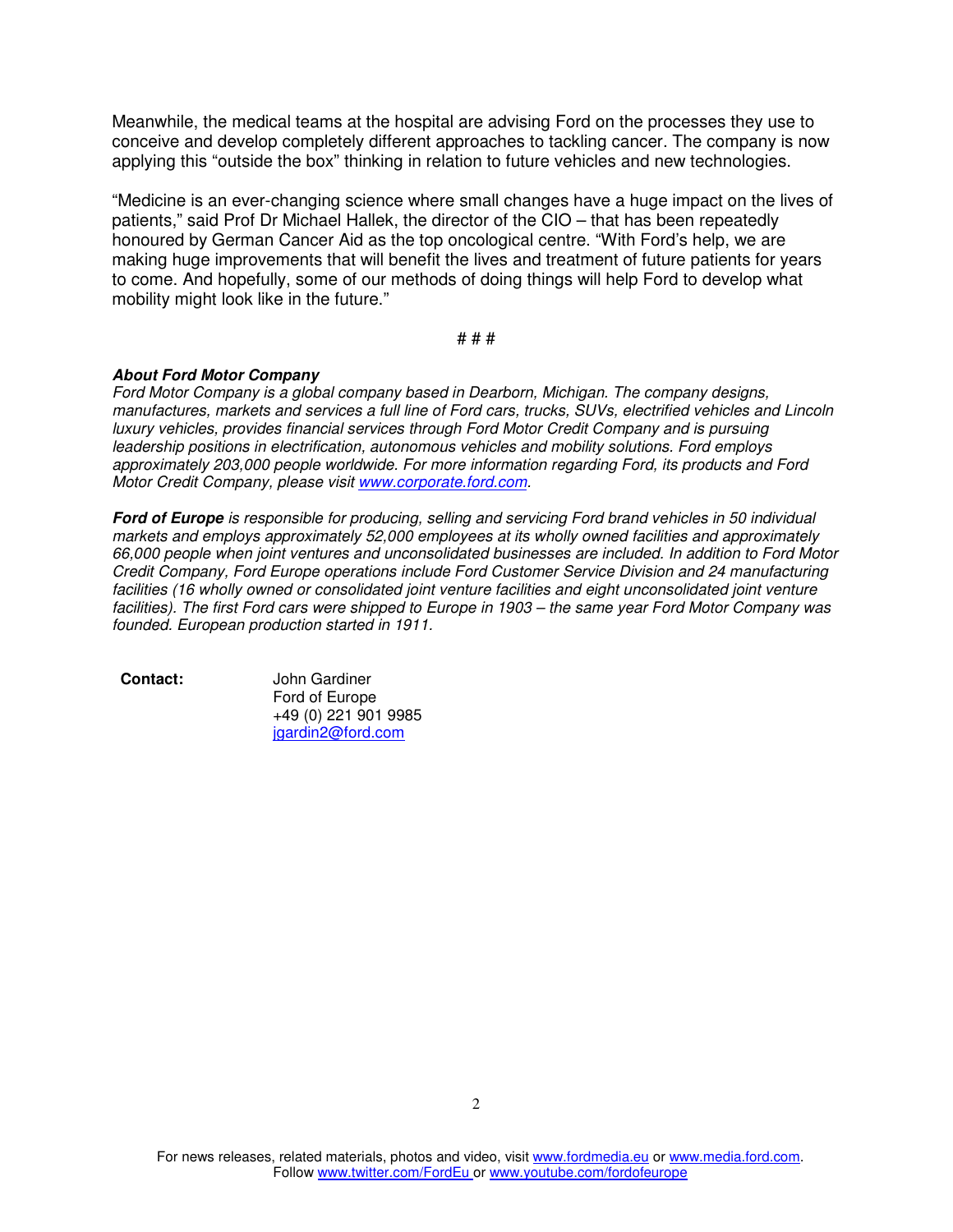Meanwhile, the medical teams at the hospital are advising Ford on the processes they use to conceive and develop completely different approaches to tackling cancer. The company is now applying this "outside the box" thinking in relation to future vehicles and new technologies.

"Medicine is an ever-changing science where small changes have a huge impact on the lives of patients," said Prof Dr Michael Hallek, the director of the CIO – that has been repeatedly honoured by German Cancer Aid as the top oncological centre. "With Ford's help, we are making huge improvements that will benefit the lives and treatment of future patients for years to come. And hopefully, some of our methods of doing things will help Ford to develop what mobility might look like in the future."

# # #

***About Ford Motor Company***

*Ford Motor Company is a global company based in Dearborn, Michigan. The company designs, manufactures, markets and services a full line of Ford cars, trucks, SUVs, electrified vehicles and Lincoln luxury vehicles, provides financial services through Ford Motor Credit Company and is pursuing leadership positions in electrification, autonomous vehicles and mobility solutions. Ford employs approximately 203,000 people worldwide. For more information regarding Ford, its products and Ford Motor Credit Company, please visit [www.corporate.ford.com](www.corporate.ford.com).*

***Ford of Europe*** *is responsible for producing, selling and servicing Ford brand vehicles in 50 individual markets and employs approximately 52,000 employees at its wholly owned facilities and approximately 66,000 people when joint ventures and unconsolidated businesses are included. In addition to Ford Motor Credit Company, Ford Europe operations include Ford Customer Service Division and 24 manufacturing facilities (16 wholly owned or consolidated joint venture facilities and eight unconsolidated joint venture facilities). The first Ford cars were shipped to Europe in 1903 – the same year Ford Motor Company was founded. European production started in 1911.*

**Contact:**

John Gardiner
Ford of Europe
+49 (0) 221 901 9985
[jgardin2@ford.com](mailto:jgardin2@ford.com)

For news releases, related materials, photos and video, visit [www.fordmedia.eu](www.fordmedia.eu) or [www.media.ford.com](www.media.ford.com).
Follow [www.twitter.com/FordEu](www.twitter.com/FordEu) or [www.youtube.com/fordofeurope](www.youtube.com/fordofeurope)